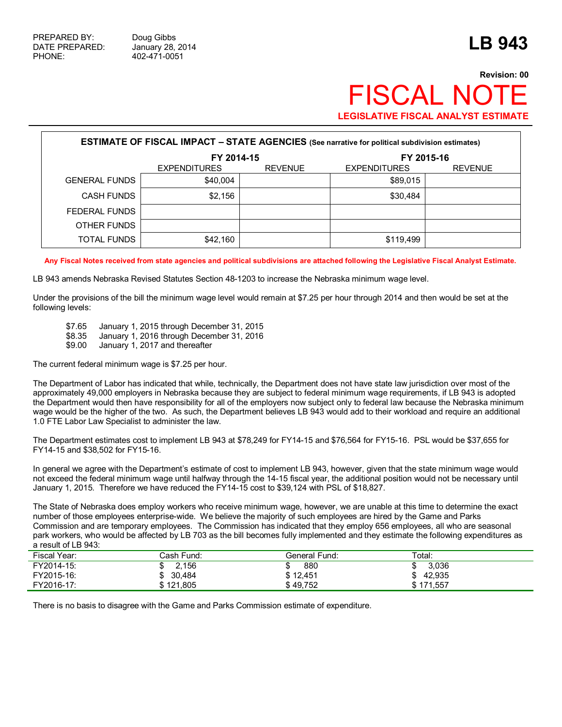PREPARED BY: Doug Gibbs
DATE PREPARED: January 28, 2014
PHONE: 402-471-0051

# LB 943

**Revision: 00**

# FISCAL NOTE

**LEGISLATIVE FISCAL ANALYST ESTIMATE**

**ESTIMATE OF FISCAL IMPACT – STATE AGENCIES** (See narrative for political subdivision estimates)

| | FY 2014-15 | | FY 2015-16 | |
|---|---|---|---|---|
| | EXPENDITURES | REVENUE | EXPENDITURES | REVENUE |
| GENERAL FUNDS | $40,004 | | $89,015 | |
| CASH FUNDS | $2,156 | | $30,484 | |
| FEDERAL FUNDS | | | | |
| OTHER FUNDS | | | | |
| TOTAL FUNDS | $42,160 | | $119,499 | |

**Any Fiscal Notes received from state agencies and political subdivisions are attached following the Legislative Fiscal Analyst Estimate.**

LB 943 amends Nebraska Revised Statutes Section 48-1203 to increase the Nebraska minimum wage level.

Under the provisions of the bill the minimum wage level would remain at $7.25 per hour through 2014 and then would be set at the following levels:

- $7.65 January 1, 2015 through December 31, 2015
- $8.35 January 1, 2016 through December 31, 2016
- $9.00 January 1, 2017 and thereafter

The current federal minimum wage is $7.25 per hour.

The Department of Labor has indicated that while, technically, the Department does not have state law jurisdiction over most of the approximately 49,000 employers in Nebraska because they are subject to federal minimum wage requirements, if LB 943 is adopted the Department would then have responsibility for all of the employers now subject only to federal law because the Nebraska minimum wage would be the higher of the two. As such, the Department believes LB 943 would add to their workload and require an additional 1.0 FTE Labor Law Specialist to administer the law.

The Department estimates cost to implement LB 943 at $78,249 for FY14-15 and $76,564 for FY15-16. PSL would be $37,655 for FY14-15 and $38,502 for FY15-16.

In general we agree with the Department's estimate of cost to implement LB 943, however, given that the state minimum wage would not exceed the federal minimum wage until halfway through the 14-15 fiscal year, the additional position would not be necessary until January 1, 2015. Therefore we have reduced the FY14-15 cost to $39,124 with PSL of $18,827.

The State of Nebraska does employ workers who receive minimum wage, however, we are unable at this time to determine the exact number of those employees enterprise-wide. We believe the majority of such employees are hired by the Game and Parks Commission and are temporary employees. The Commission has indicated that they employ 656 employees, all who are seasonal park workers, who would be affected by LB 703 as the bill becomes fully implemented and they estimate the following expenditures as a result of LB 943:

| Fiscal Year: | Cash Fund: | General Fund: | Total: |
|---|---|---|---|
| FY2014-15: | $ 2,156 | $ 880 | $ 3,036 |
| FY2015-16: | $ 30,484 | $ 12,451 | $ 42,935 |
| FY2016-17: | $ 121,805 | $ 49,752 | $ 171,557 |

There is no basis to disagree with the Game and Parks Commission estimate of expenditure.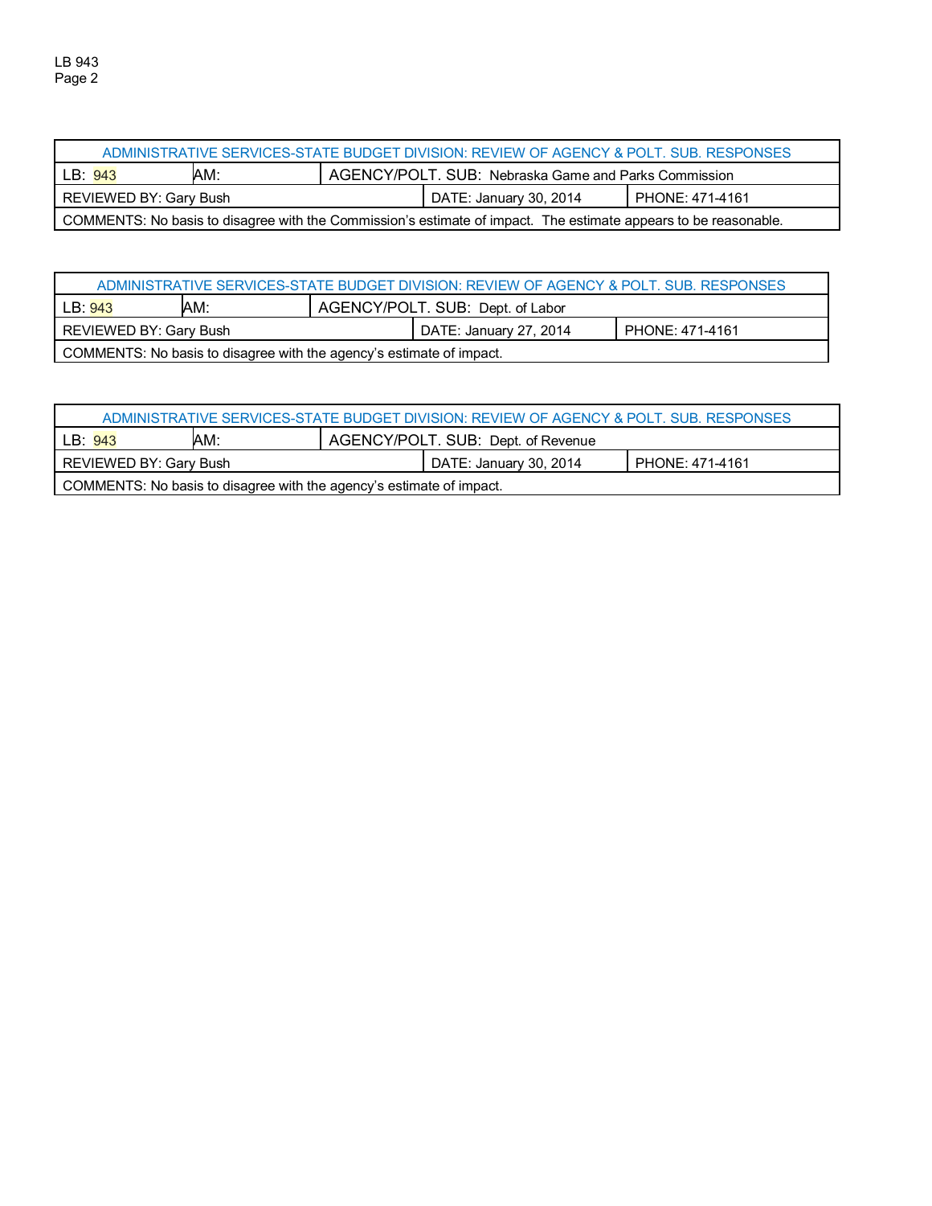| ADMINISTRATIVE SERVICES-STATE BUDGET DIVISION: REVIEW OF AGENCY & POLT. SUB. RESPONSES | | | |
|---|---|---|---|
| LB: 943 | AM: | AGENCY/POLT. SUB: Nebraska Game and Parks Commission | |
| REVIEWED BY: Gary Bush | | DATE: January 30, 2014 | PHONE: 471-4161 |
| COMMENTS: No basis to disagree with the Commission's estimate of impact. The estimate appears to be reasonable. | | | |

| ADMINISTRATIVE SERVICES-STATE BUDGET DIVISION: REVIEW OF AGENCY & POLT. SUB. RESPONSES | | | |
|---|---|---|---|
| LB: 943 | AM: | AGENCY/POLT. SUB: Dept. of Labor | |
| REVIEWED BY: Gary Bush | | DATE: January 27, 2014 | PHONE: 471-4161 |
| COMMENTS: No basis to disagree with the agency's estimate of impact. | | | |

| ADMINISTRATIVE SERVICES-STATE BUDGET DIVISION: REVIEW OF AGENCY & POLT. SUB. RESPONSES | | | |
|---|---|---|---|
| LB: 943 | AM: | AGENCY/POLT. SUB: Dept. of Revenue | |
| REVIEWED BY: Gary Bush | | DATE: January 30, 2014 | PHONE: 471-4161 |
| COMMENTS: No basis to disagree with the agency's estimate of impact. | | | |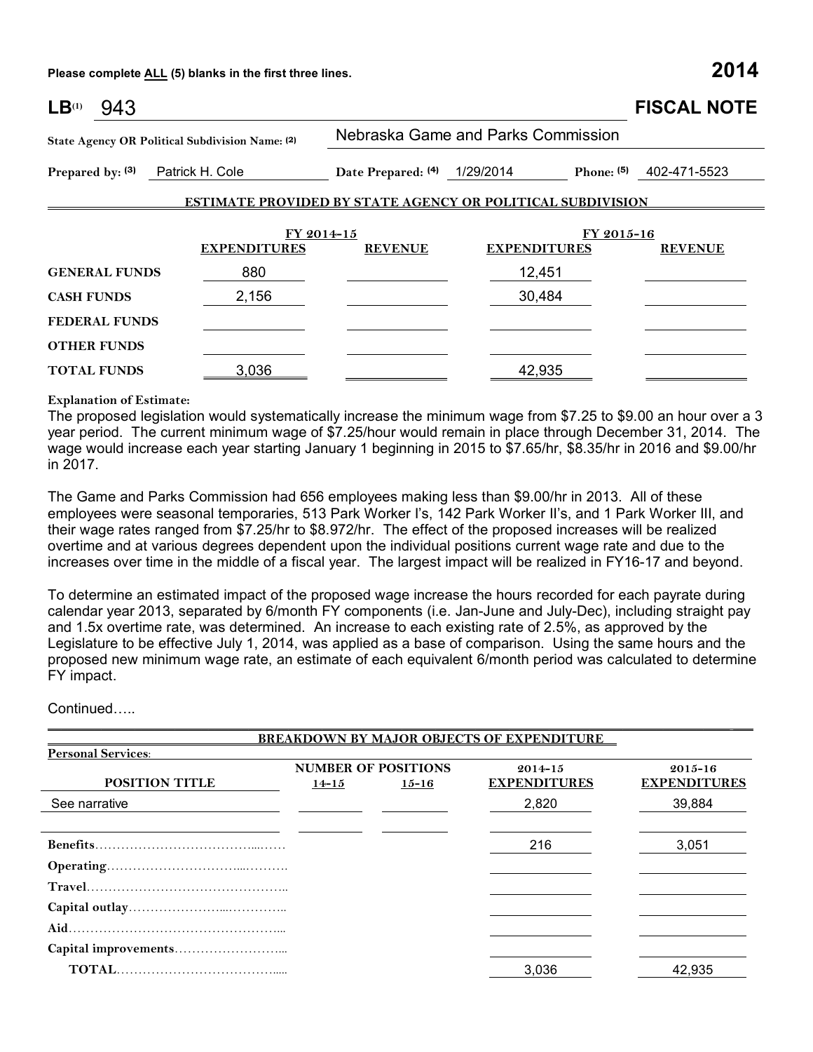**Please complete ALL (5) blanks in the first three lines.** **2014**

# LB[(1)] 943 FISCAL NOTE

**State Agency OR Political Subdivision Name: (2)** Nebraska Game and Parks Commission

**Prepared by: (3)** Patrick H. Cole **Date Prepared: (4)** 1/29/2014 **Phone: (5)** 402-471-5523

## ESTIMATE PROVIDED BY STATE AGENCY OR POLITICAL SUBDIVISION

| | FY 2014-15 | | FY 2015-16 | |
|---|---|---|---|---|
| | **EXPENDITURES** | **REVENUE** | **EXPENDITURES** | **REVENUE** |
| **GENERAL FUNDS** | 880 | | 12,451 | |
| **CASH FUNDS** | 2,156 | | 30,484 | |
| **FEDERAL FUNDS** | | | | |
| **OTHER FUNDS** | | | | |
| **TOTAL FUNDS** | 3,036 | | 42,935 | |

**Explanation of Estimate:**

The proposed legislation would systematically increase the minimum wage from $7.25 to $9.00 an hour over a 3 year period. The current minimum wage of $7.25/hour would remain in place through December 31, 2014. The wage would increase each year starting January 1 beginning in 2015 to $7.65/hr, $8.35/hr in 2016 and $9.00/hr in 2017.

The Game and Parks Commission had 656 employees making less than $9.00/hr in 2013. All of these employees were seasonal temporaries, 513 Park Worker I's, 142 Park Worker II's, and 1 Park Worker III, and their wage rates ranged from $7.25/hr to $8.972/hr. The effect of the proposed increases will be realized overtime and at various degrees dependent upon the individual positions current wage rate and due to the increases over time in the middle of a fiscal year. The largest impact will be realized in FY16-17 and beyond.

To determine an estimated impact of the proposed wage increase the hours recorded for each payrate during calendar year 2013, separated by 6/month FY components (i.e. Jan-June and July-Dec), including straight pay and 1.5x overtime rate, was determined. An increase to each existing rate of 2.5%, as approved by the Legislature to be effective July 1, 2014, was applied as a base of comparison. Using the same hours and the proposed new minimum wage rate, an estimate of each equivalent 6/month period was calculated to determine FY impact.

Continued…..

## BREAKDOWN BY MAJOR OBJECTS OF EXPENDITURE

**Personal Services:**

| POSITION TITLE | NUMBER OF POSITIONS 14-15 | NUMBER OF POSITIONS 15-16 | 2014-15 EXPENDITURES | 2015-16 EXPENDITURES |
|---|---|---|---|---|
| See narrative | | | 2,820 | 39,884 |
| | | | | |
| **Benefits** | | | 216 | 3,051 |
| **Operating** | | | | |
| **Travel** | | | | |
| **Capital outlay** | | | | |
| **Aid** | | | | |
| **Capital improvements** | | | | |
| **TOTAL** | | | 3,036 | 42,935 |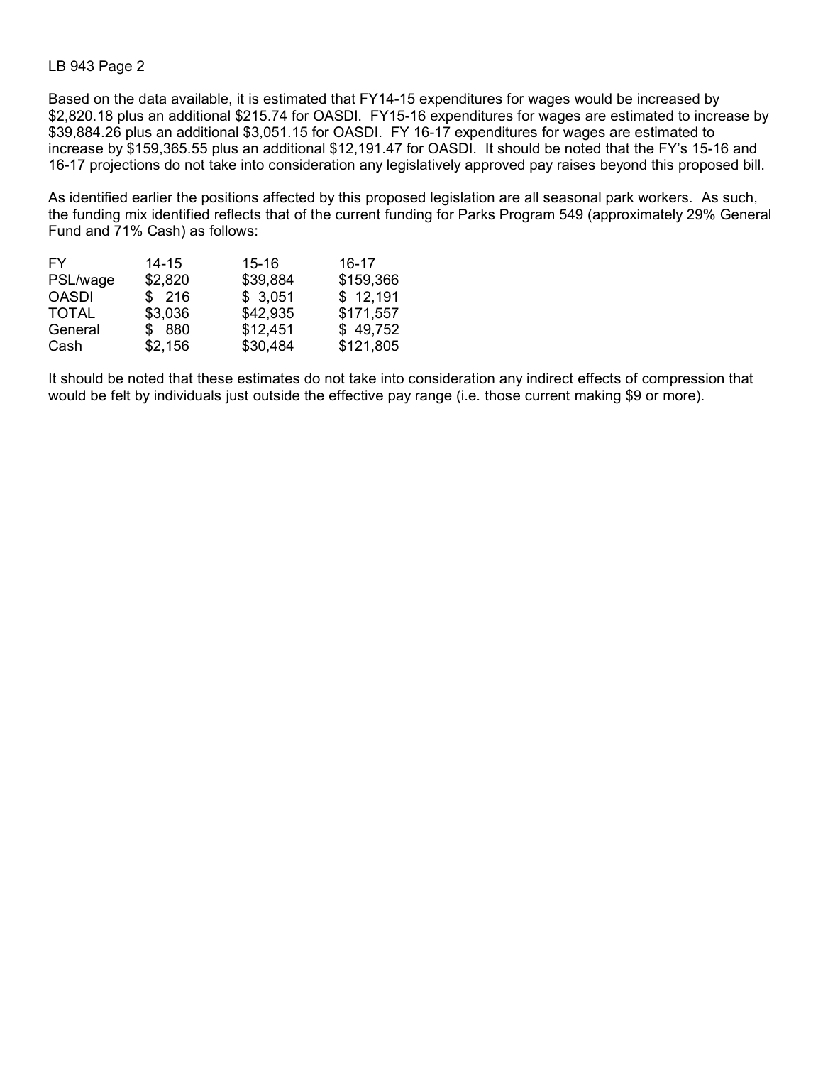LB 943 Page 2

Based on the data available, it is estimated that FY14-15 expenditures for wages would be increased by $2,820.18 plus an additional $215.74 for OASDI. FY15-16 expenditures for wages are estimated to increase by $39,884.26 plus an additional $3,051.15 for OASDI. FY 16-17 expenditures for wages are estimated to increase by $159,365.55 plus an additional $12,191.47 for OASDI. It should be noted that the FY's 15-16 and 16-17 projections do not take into consideration any legislatively approved pay raises beyond this proposed bill.

As identified earlier the positions affected by this proposed legislation are all seasonal park workers. As such, the funding mix identified reflects that of the current funding for Parks Program 549 (approximately 29% General Fund and 71% Cash) as follows:

| FY | 14-15 | 15-16 | 16-17 |
|---|---|---|---|
| PSL/wage | $2,820 | $39,884 | $159,366 |
| OASDI | $ 216 | $ 3,051 | $ 12,191 |
| TOTAL | $3,036 | $42,935 | $171,557 |
| General | $ 880 | $12,451 | $ 49,752 |
| Cash | $2,156 | $30,484 | $121,805 |

It should be noted that these estimates do not take into consideration any indirect effects of compression that would be felt by individuals just outside the effective pay range (i.e. those current making $9 or more).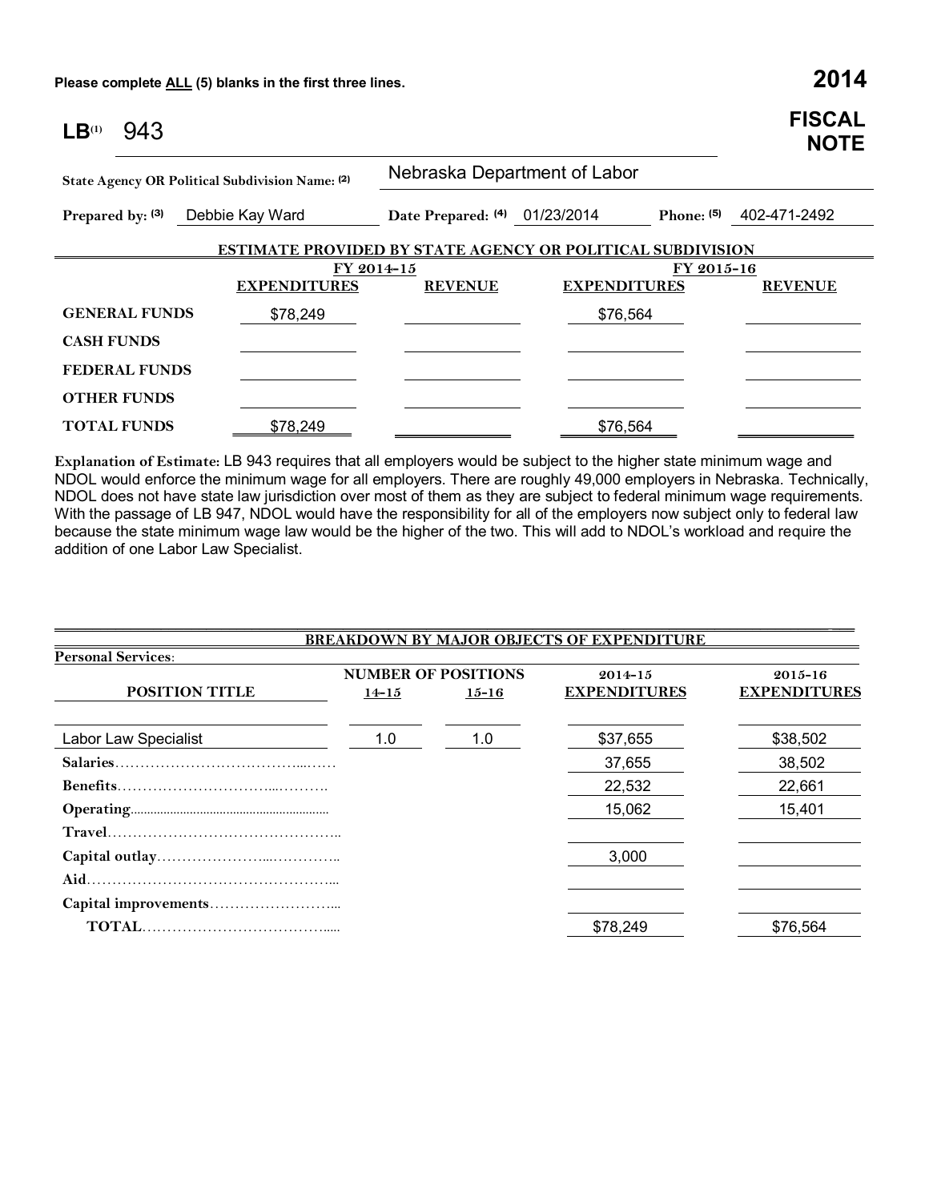**Please complete ALL (5) blanks in the first three lines.**

# 2014 FISCAL NOTE

**LB[(1)]** 943

**State Agency OR Political Subdivision Name: [(2)]** Nebraska Department of Labor

**Prepared by: [(3)]** Debbie Kay Ward **Date Prepared: [(4)]** 01/23/2014 **Phone: [(5)]** 402-471-2492

**ESTIMATE PROVIDED BY STATE AGENCY OR POLITICAL SUBDIVISION**

| | FY 2014-15 | | FY 2015-16 | |
|---|---|---|---|---|
| | **EXPENDITURES** | **REVENUE** | **EXPENDITURES** | **REVENUE** |
| **GENERAL FUNDS** | $78,249 | | $76,564 | |
| **CASH FUNDS** | | | | |
| **FEDERAL FUNDS** | | | | |
| **OTHER FUNDS** | | | | |
| **TOTAL FUNDS** | $78,249 | | $76,564 | |

**Explanation of Estimate:** LB 943 requires that all employers would be subject to the higher state minimum wage and NDOL would enforce the minimum wage for all employers. There are roughly 49,000 employers in Nebraska. Technically, NDOL does not have state law jurisdiction over most of them as they are subject to federal minimum wage requirements. With the passage of LB 947, NDOL would have the responsibility for all of the employers now subject only to federal law because the state minimum wage law would be the higher of the two. This will add to NDOL's workload and require the addition of one Labor Law Specialist.

**BREAKDOWN BY MAJOR OBJECTS OF EXPENDITURE**

**Personal Services**:

| POSITION TITLE | NUMBER OF POSITIONS 14-15 | NUMBER OF POSITIONS 15-16 | 2014-15 EXPENDITURES | 2015-16 EXPENDITURES |
|---|---|---|---|---|
| Labor Law Specialist | 1.0 | 1.0 | $37,655 | $38,502 |
| **Salaries** | | | 37,655 | 38,502 |
| **Benefits** | | | 22,532 | 22,661 |
| **Operating** | | | 15,062 | 15,401 |
| **Travel** | | | | |
| **Capital outlay** | | | 3,000 | |
| **Aid** | | | | |
| **Capital improvements** | | | | |
| **TOTAL** | | | $78,249 | $76,564 |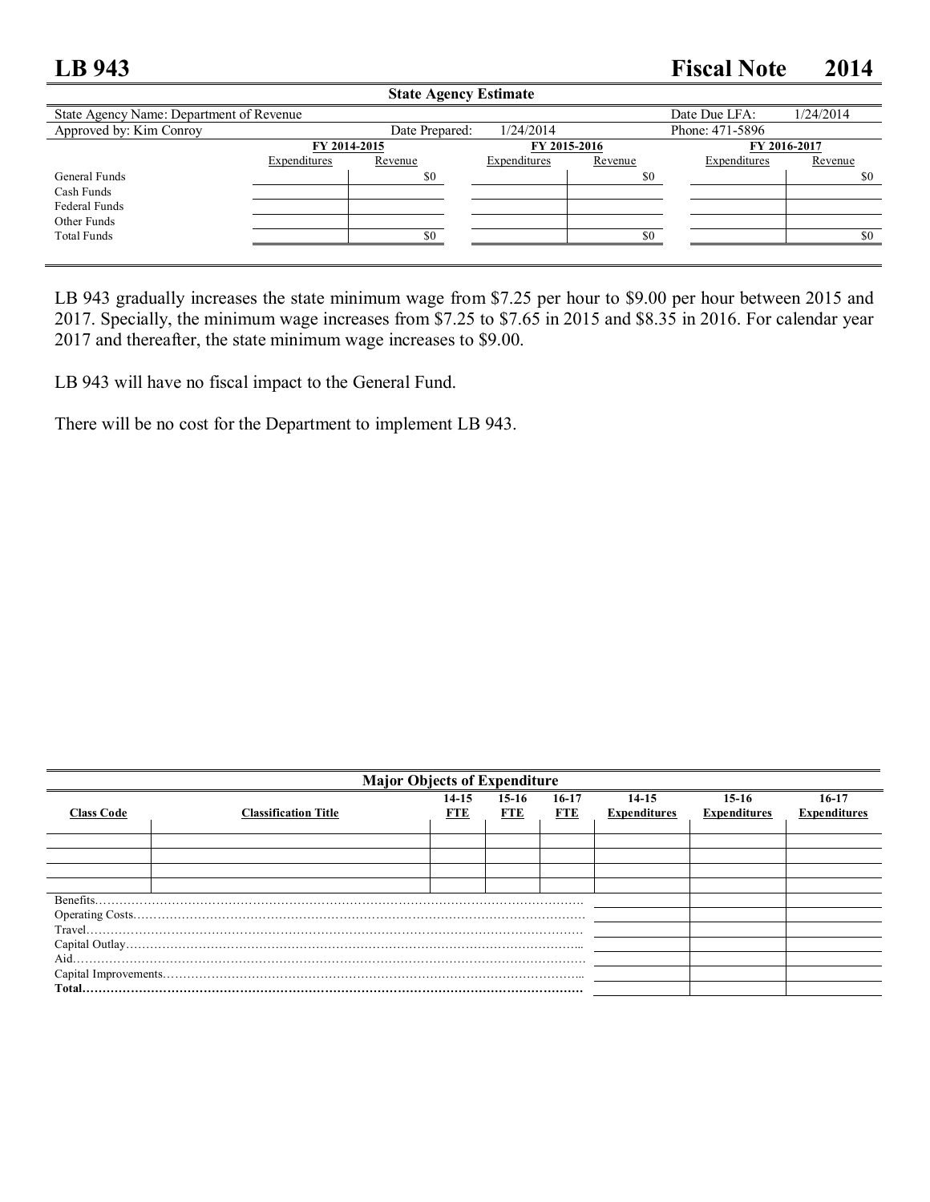# LB 943 Fiscal Note 2014

**State Agency Estimate**

| State Agency Name: Department of Revenue | | | Date Due LFA: | 1/24/2014 |
|---|---|---|---|---|
| Approved by: Kim Conroy | Date Prepared: | 1/24/2014 | Phone: 471-5896 | |

| | FY 2014-2015 | | FY 2015-2016 | | FY 2016-2017 | |
|---|---|---|---|---|---|---|
| | Expenditures | Revenue | Expenditures | Revenue | Expenditures | Revenue |
| General Funds | | $0 | | $0 | | $0 |
| Cash Funds | | | | | | |
| Federal Funds | | | | | | |
| Other Funds | | | | | | |
| Total Funds | | $0 | | $0 | | $0 |

LB 943 gradually increases the state minimum wage from $7.25 per hour to $9.00 per hour between 2015 and 2017. Specially, the minimum wage increases from $7.25 to $7.65 in 2015 and $8.35 in 2016. For calendar year 2017 and thereafter, the state minimum wage increases to $9.00.

LB 943 will have no fiscal impact to the General Fund.

There will be no cost for the Department to implement LB 943.

**Major Objects of Expenditure**

| Class Code | Classification Title | 14-15 FTE | 15-16 FTE | 16-17 FTE | 14-15 Expenditures | 15-16 Expenditures | 16-17 Expenditures |
|---|---|---|---|---|---|---|---|
| | | | | | | | |
| | | | | | | | |
| | | | | | | | |
| | | | | | | | |
| Benefits | | | | | | | |
| Operating Costs | | | | | | | |
| Travel | | | | | | | |
| Capital Outlay | | | | | | | |
| Aid | | | | | | | |
| Capital Improvements | | | | | | | |
| **Total** | | | | | | | |